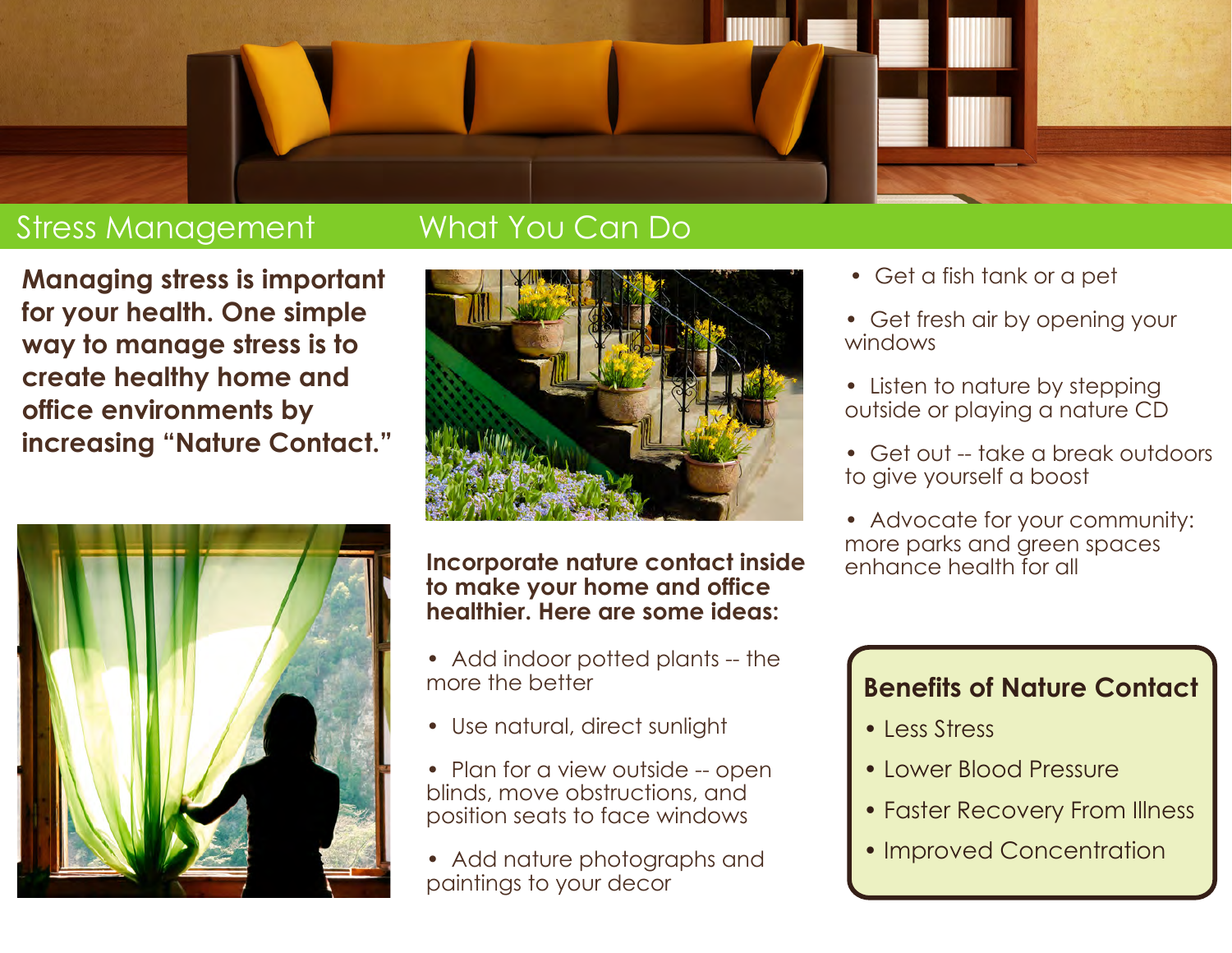## Stress Management

**Managing stress is important for your health. One simple way to manage stress is to create healthy home and office environments by increasing "Nature Contact."**

## What You Can Do

**Incorporate nature contact inside to make your home and office healthier. Here are some ideas:**

- Add indoor potted plants -- the more the better
- Use natural, direct sunlight
- Plan for a view outside -- open blinds, move obstructions, and position seats to face windows
- Add nature photographs and paintings to your decor
- Get a fish tank or a pet
- Get fresh air by opening your windows
- Listen to nature by stepping outside or playing a nature CD
- Get out -- take a break outdoors to give yourself a boost
- Advocate for your community: more parks and green spaces enhance health for all

### Benefits of Nature Contact

- Less Stress
- Lower Blood Pressure
- Faster Recovery From Illness
- Improved Concentration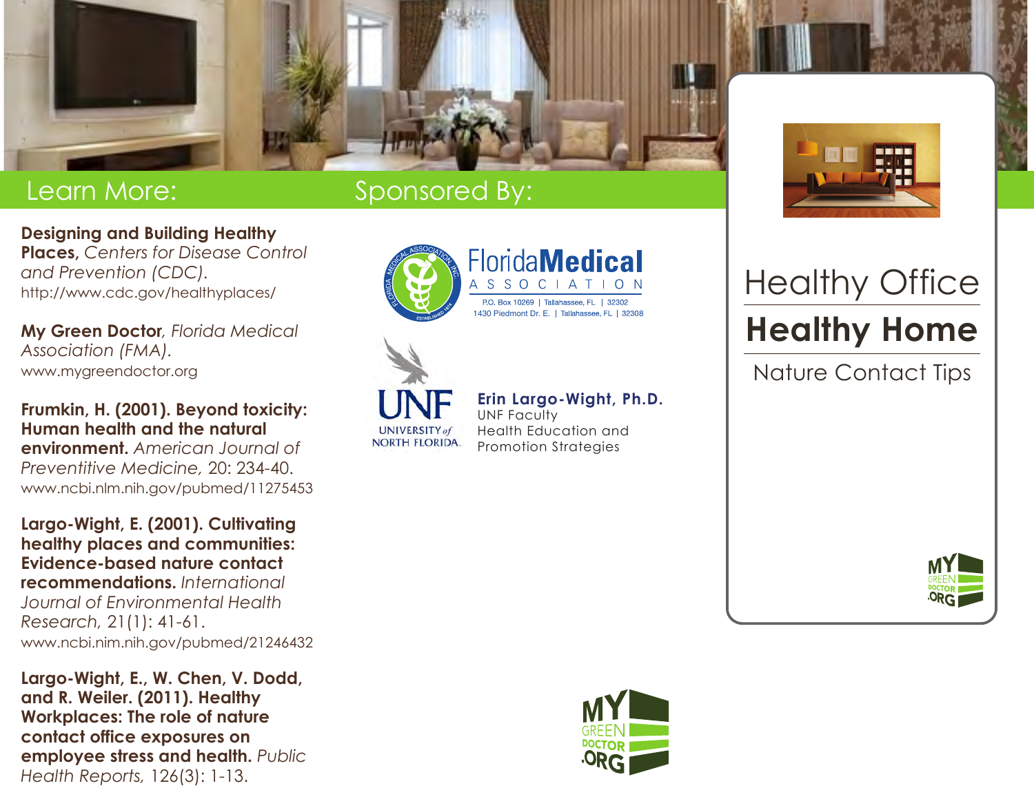## Learn More:

**Designing and Building Healthy Places,** *Centers for Disease Control and Prevention (CDC).*
http://www.cdc.gov/healthyplaces/

**My Green Doctor**, *Florida Medical Association (FMA).*
www.mygreendoctor.org

**Frumkin, H. (2001). Beyond toxicity: Human health and the natural environment.** *American Journal of Preventitive Medicine,* 20: 234-40.
www.ncbi.nlm.nih.gov/pubmed/11275453

**Largo-Wight, E. (2001). Cultivating healthy places and communities: Evidence-based nature contact recommendations.** *International Journal of Environmental Health Research,* 21(1): 41-61.
www.ncbi.nim.nih.gov/pubmed/21246432

**Largo-Wight, E., W. Chen, V. Dodd, and R. Weiler. (2011). Healthy Workplaces: The role of nature contact office exposures on employee stress and health.** *Public Health Reports,* 126(3): 1-13.

## Sponsored By:

Florida Medical Association
P.O. Box 10269 | Tallahassee, FL | 32302
1430 Piedmont Dr. E. | Tallahassee, FL | 32308

UNF University of North Florida

**Erin Largo-Wight, Ph.D.**
UNF Faculty
Health Education and Promotion Strategies

MY GREEN DOCTOR .ORG

# Healthy Office

# **Healthy Home**

## Nature Contact Tips

MY GREEN DOCTOR .ORG